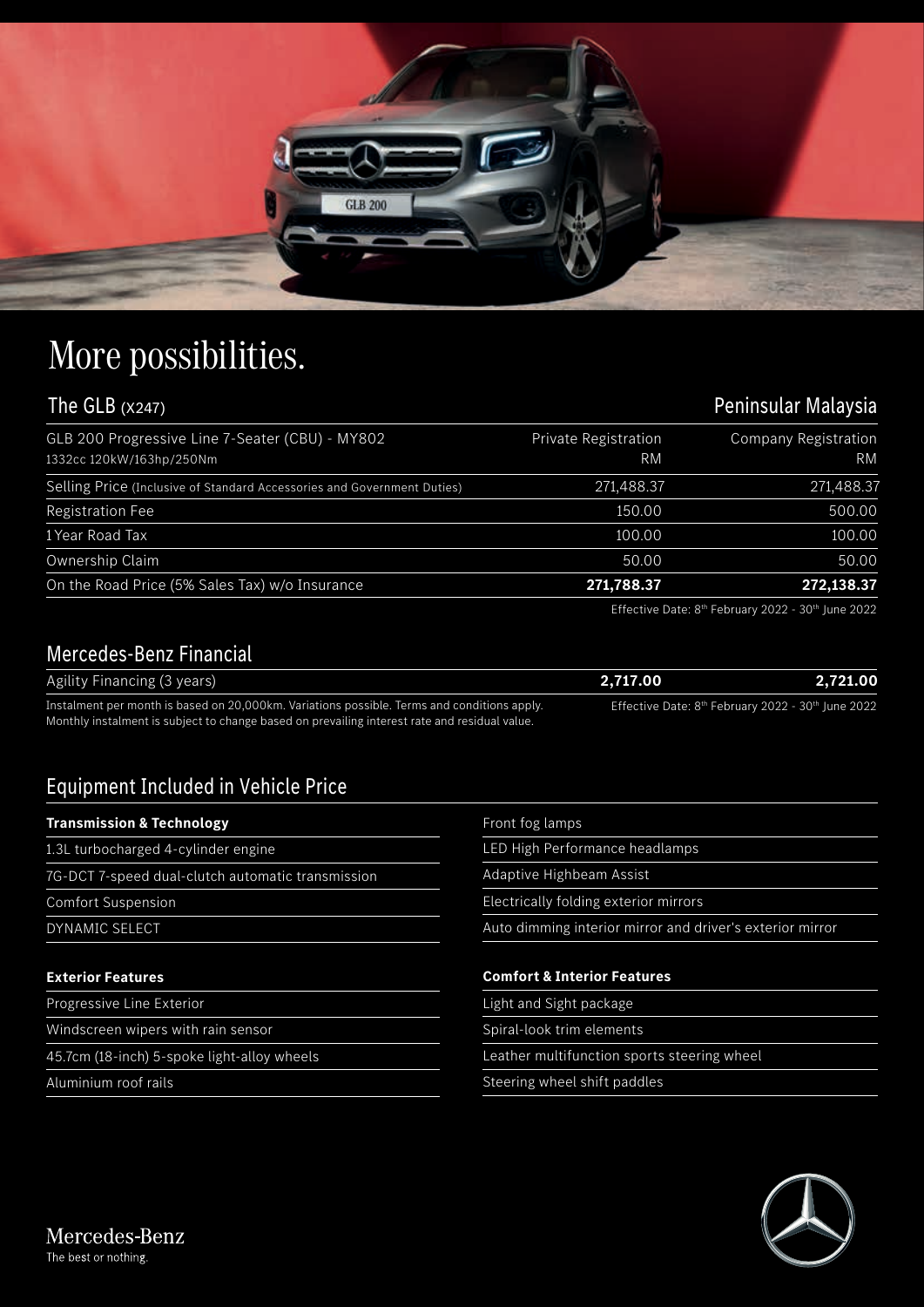# More possibilities.

## The GLB (X247)

Peninsular Malaysia

| GLB 200 Progressive Line 7-Seater (CBU) - MY802<br>1332cc 120kW/163hp/250Nm | Private Registration<br>RM | Company Registration<br>RM |
|---|---|---|
| Selling Price (Inclusive of Standard Accessories and Government Duties) | 271,488.37 | 271,488.37 |
| Registration Fee | 150.00 | 500.00 |
| 1 Year Road Tax | 100.00 | 100.00 |
| Ownership Claim | 50.00 | 50.00 |
| On the Road Price (5% Sales Tax) w/o Insurance | **271,788.37** | **272,138.37** |

Effective Date: 8th February 2022 - 30th June 2022

## Mercedes-Benz Financial

| Agility Financing (3 years) | **2,717.00** | **2,721.00** |
|---|---|---|

Instalment per month is based on 20,000km. Variations possible. Terms and conditions apply.
Monthly instalment is subject to change based on prevailing interest rate and residual value.

Effective Date: 8th February 2022 - 30th June 2022

## Equipment Included in Vehicle Price

**Transmission & Technology**

- 1.3L turbocharged 4-cylinder engine
- 7G-DCT 7-speed dual-clutch automatic transmission
- Comfort Suspension
- DYNAMIC SELECT

**Exterior Features**

- Progressive Line Exterior
- Windscreen wipers with rain sensor
- 45.7cm (18-inch) 5-spoke light-alloy wheels
- Aluminium roof rails
- Front fog lamps
- LED High Performance headlamps
- Adaptive Highbeam Assist
- Electrically folding exterior mirrors
- Auto dimming interior mirror and driver's exterior mirror

**Comfort & Interior Features**

- Light and Sight package
- Spiral-look trim elements
- Leather multifunction sports steering wheel
- Steering wheel shift paddles

Mercedes-Benz
The best or nothing.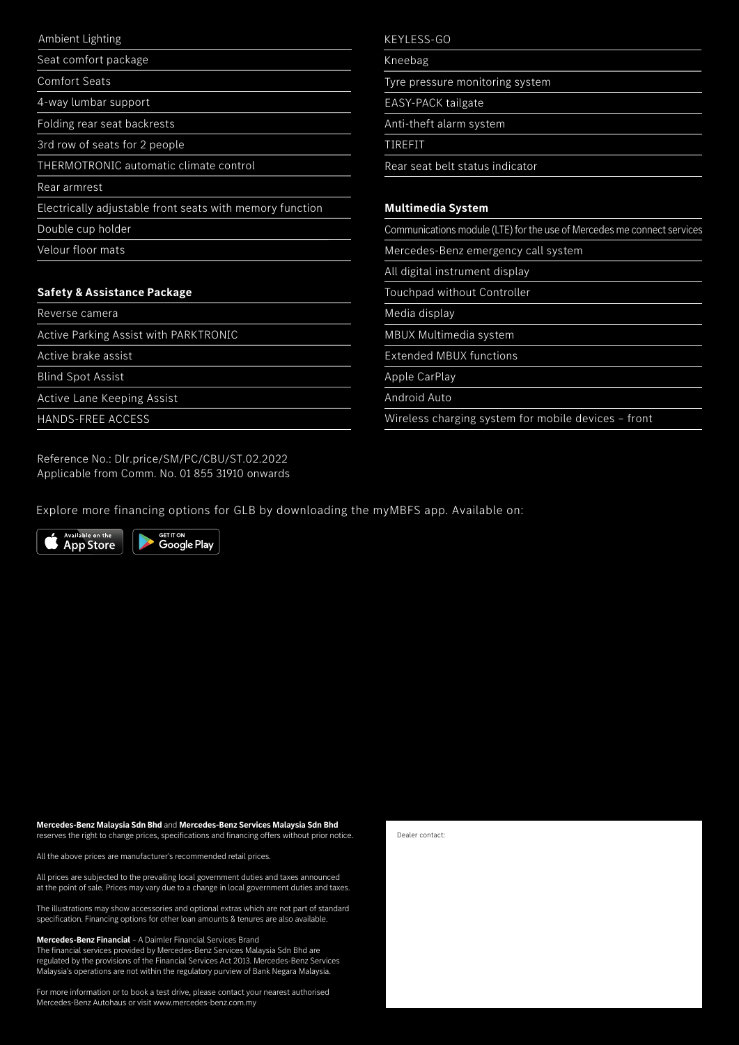Ambient Lighting

Seat comfort package

Comfort Seats

4-way lumbar support

Folding rear seat backrests

3rd row of seats for 2 people

THERMOTRONIC automatic climate control

Rear armrest

Electrically adjustable front seats with memory function

Double cup holder

Velour floor mats

**Safety & Assistance Package**

Reverse camera

Active Parking Assist with PARKTRONIC

Active brake assist

Blind Spot Assist

Active Lane Keeping Assist

HANDS-FREE ACCESS

KEYLESS-GO

Kneebag

Tyre pressure monitoring system

EASY-PACK tailgate

Anti-theft alarm system

TIREFIT

Rear seat belt status indicator

**Multimedia System**

Communications module (LTE) for the use of Mercedes me connect services

Mercedes-Benz emergency call system

All digital instrument display

Touchpad without Controller

Media display

MBUX Multimedia system

Extended MBUX functions

Apple CarPlay

Android Auto

Wireless charging system for mobile devices – front

Reference No.: Dlr.price/SM/PC/CBU/ST.02.2022
Applicable from Comm. No. 01 855 31910 onwards

Explore more financing options for GLB by downloading the myMBFS app. Available on:

Available on the App Store

GET IT ON Google Play

**Mercedes-Benz Malaysia Sdn Bhd** and **Mercedes-Benz Services Malaysia Sdn Bhd** reserves the right to change prices, specifications and financing offers without prior notice.

All the above prices are manufacturer's recommended retail prices.

All prices are subjected to the prevailing local government duties and taxes announced at the point of sale. Prices may vary due to a change in local government duties and taxes.

The illustrations may show accessories and optional extras which are not part of standard specification. Financing options for other loan amounts & tenures are also available.

**Mercedes-Benz Financial** – A Daimler Financial Services Brand
The financial services provided by Mercedes-Benz Services Malaysia Sdn Bhd are regulated by the provisions of the Financial Services Act 2013. Mercedes-Benz Services Malaysia's operations are not within the regulatory purview of Bank Negara Malaysia.

For more information or to book a test drive, please contact your nearest authorised Mercedes-Benz Autohaus or visit www.mercedes-benz.com.my

Dealer contact: